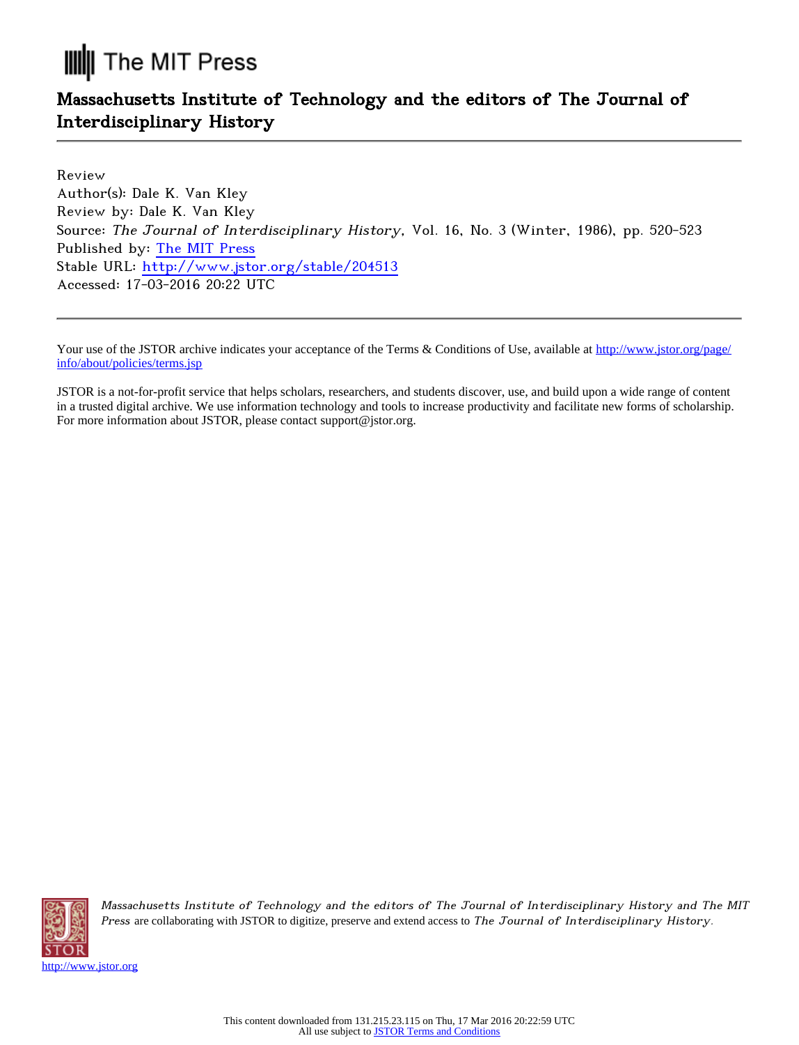The MIT Press

## Massachusetts Institute of Technology and the editors of The Journal of Interdisciplinary History

Review
Author(s): Dale K. Van Kley
Review by: Dale K. Van Kley
Source: *The Journal of Interdisciplinary History*, Vol. 16, No. 3 (Winter, 1986), pp. 520-523
Published by: The MIT Press
Stable URL: http://www.jstor.org/stable/204513
Accessed: 17-03-2016 20:22 UTC

Your use of the JSTOR archive indicates your acceptance of the Terms & Conditions of Use, available at http://www.jstor.org/page/info/about/policies/terms.jsp

JSTOR is a not-for-profit service that helps scholars, researchers, and students discover, use, and build upon a wide range of content in a trusted digital archive. We use information technology and tools to increase productivity and facilitate new forms of scholarship. For more information about JSTOR, please contact support@jstor.org.

*Massachusetts Institute of Technology and the editors of The Journal of Interdisciplinary History and The MIT Press* are collaborating with JSTOR to digitize, preserve and extend access to *The Journal of Interdisciplinary History*.

http://www.jstor.org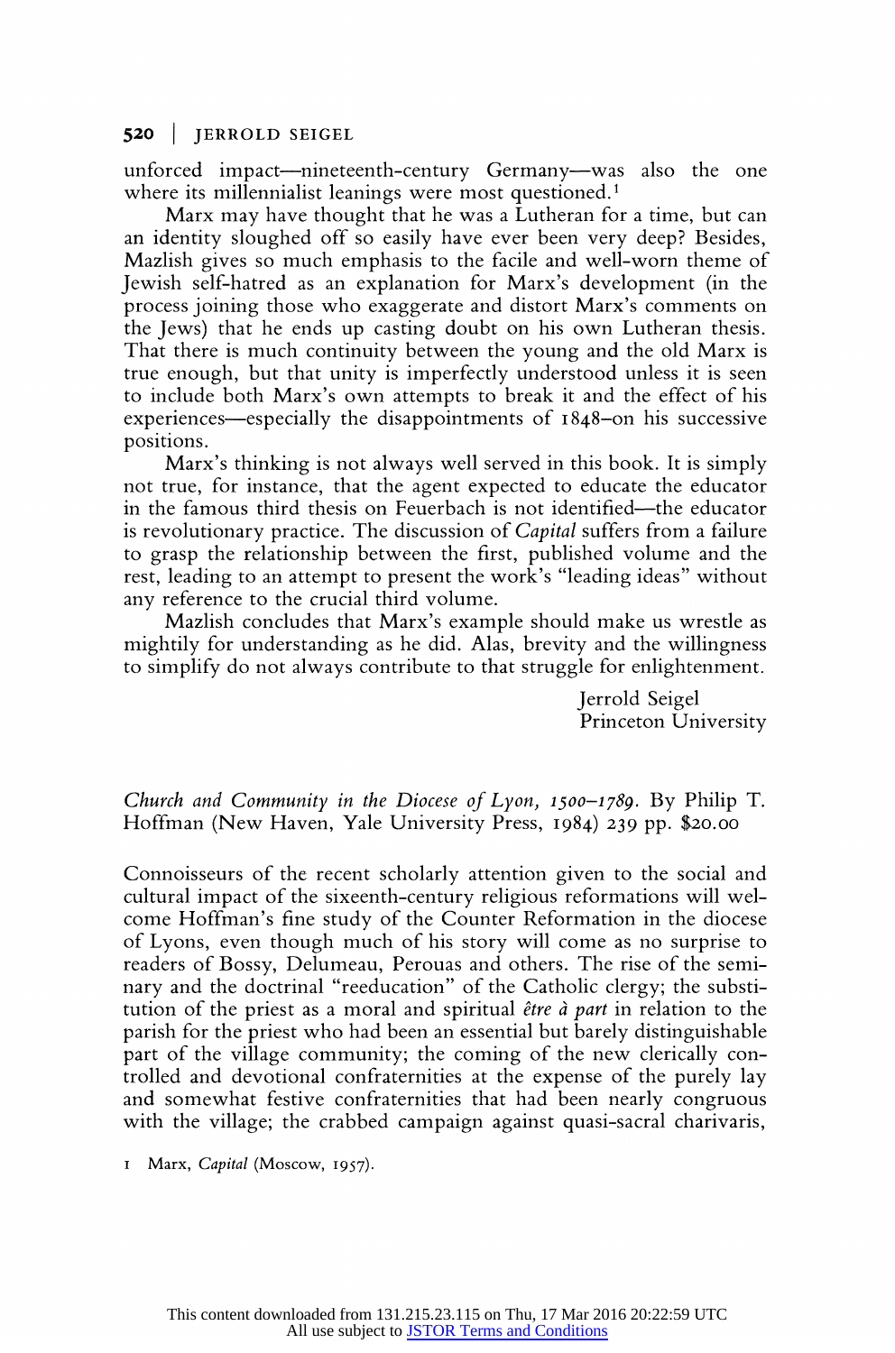unforced impact—nineteenth-century Germany—was also the one where its millennialist leanings were most questioned.[1]

Marx may have thought that he was a Lutheran for a time, but can an identity sloughed off so easily have ever been very deep? Besides, Mazlish gives so much emphasis to the facile and well-worn theme of Jewish self-hatred as an explanation for Marx's development (in the process joining those who exaggerate and distort Marx's comments on the Jews) that he ends up casting doubt on his own Lutheran thesis. That there is much continuity between the young and the old Marx is true enough, but that unity is imperfectly understood unless it is seen to include both Marx's own attempts to break it and the effect of his experiences—especially the disappointments of 1848–on his successive positions.

Marx's thinking is not always well served in this book. It is simply not true, for instance, that the agent expected to educate the educator in the famous third thesis on Feuerbach is not identified—the educator is revolutionary practice. The discussion of *Capital* suffers from a failure to grasp the relationship between the first, published volume and the rest, leading to an attempt to present the work's "leading ideas" without any reference to the crucial third volume.

Mazlish concludes that Marx's example should make us wrestle as mightily for understanding as he did. Alas, brevity and the willingness to simplify do not always contribute to that struggle for enlightenment.

Jerrold Seigel
Princeton University

*Church and Community in the Diocese of Lyon, 1500–1789*. By Philip T. Hoffman (New Haven, Yale University Press, 1984) 239 pp. $20.00

Connoisseurs of the recent scholarly attention given to the social and cultural impact of the sixeenth-century religious reformations will welcome Hoffman's fine study of the Counter Reformation in the diocese of Lyons, even though much of his story will come as no surprise to readers of Bossy, Delumeau, Perouas and others. The rise of the seminary and the doctrinal "reeducation" of the Catholic clergy; the substitution of the priest as a moral and spiritual *être à part* in relation to the parish for the priest who had been an essential but barely distinguishable part of the village community; the coming of the new clerically controlled and devotional confraternities at the expense of the purely lay and somewhat festive confraternities that had been nearly congruous with the village; the crabbed campaign against quasi-sacral charivaris,

1 Marx, *Capital* (Moscow, 1957).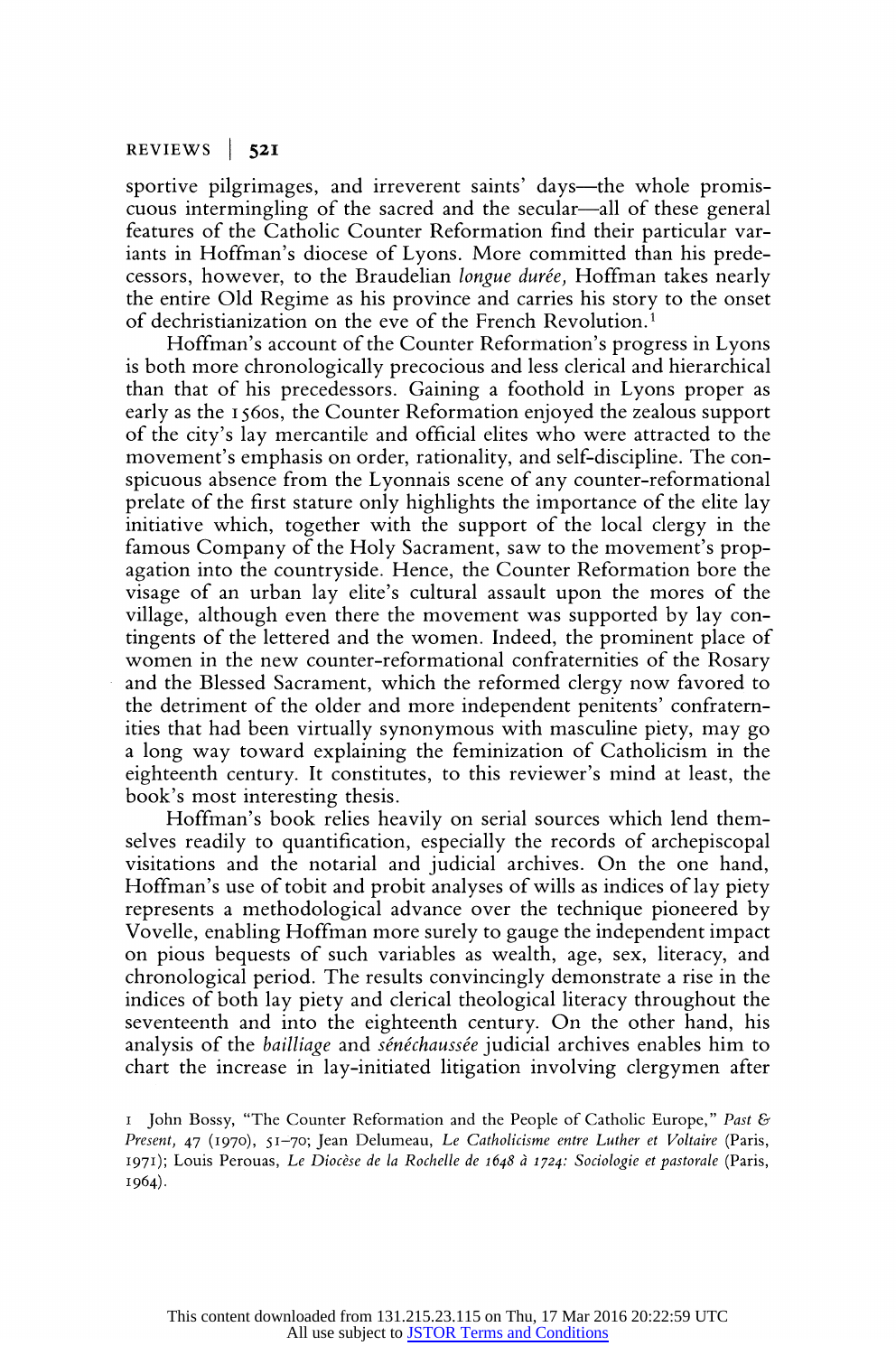sportive pilgrimages, and irreverent saints' days—the whole promiscuous intermingling of the sacred and the secular—all of these general features of the Catholic Counter Reformation find their particular variants in Hoffman's diocese of Lyons. More committed than his predecessors, however, to the Braudelian *longue durée,* Hoffman takes nearly the entire Old Regime as his province and carries his story to the onset of dechristianization on the eve of the French Revolution.[1]

Hoffman's account of the Counter Reformation's progress in Lyons is both more chronologically precocious and less clerical and hierarchical than that of his precedessors. Gaining a foothold in Lyons proper as early as the 1560s, the Counter Reformation enjoyed the zealous support of the city's lay mercantile and official elites who were attracted to the movement's emphasis on order, rationality, and self-discipline. The conspicuous absence from the Lyonnais scene of any counter-reformational prelate of the first stature only highlights the importance of the elite lay initiative which, together with the support of the local clergy in the famous Company of the Holy Sacrament, saw to the movement's propagation into the countryside. Hence, the Counter Reformation bore the visage of an urban lay elite's cultural assault upon the mores of the village, although even there the movement was supported by lay contingents of the lettered and the women. Indeed, the prominent place of women in the new counter-reformational confraternities of the Rosary and the Blessed Sacrament, which the reformed clergy now favored to the detriment of the older and more independent penitents' confraternities that had been virtually synonymous with masculine piety, may go a long way toward explaining the feminization of Catholicism in the eighteenth century. It constitutes, to this reviewer's mind at least, the book's most interesting thesis.

Hoffman's book relies heavily on serial sources which lend themselves readily to quantification, especially the records of archepiscopal visitations and the notarial and judicial archives. On the one hand, Hoffman's use of tobit and probit analyses of wills as indices of lay piety represents a methodological advance over the technique pioneered by Vovelle, enabling Hoffman more surely to gauge the independent impact on pious bequests of such variables as wealth, age, sex, literacy, and chronological period. The results convincingly demonstrate a rise in the indices of both lay piety and clerical theological literacy throughout the seventeenth and into the eighteenth century. On the other hand, his analysis of the *bailliage* and *sénéchaussée* judicial archives enables him to chart the increase in lay-initiated litigation involving clergymen after

1 John Bossy, "The Counter Reformation and the People of Catholic Europe," *Past & Present,* 47 (1970), 51–70; Jean Delumeau, *Le Catholicisme entre Luther et Voltaire* (Paris, 1971); Louis Perouas, *Le Diocèse de la Rochelle de 1648 à 1724: Sociologie et pastorale* (Paris, 1964).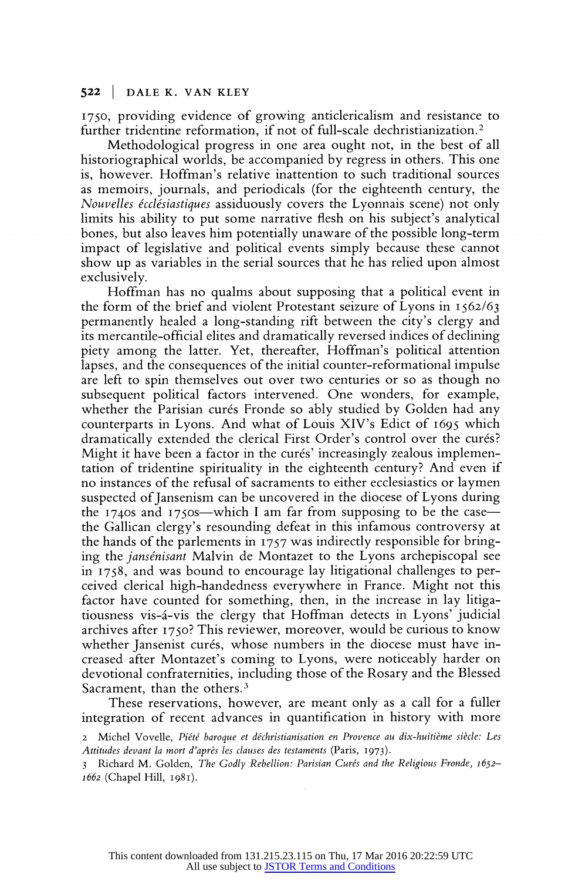1750, providing evidence of growing anticlericalism and resistance to further tridentine reformation, if not of full-scale dechristianization.[2]

Methodological progress in one area ought not, in the best of all historiographical worlds, be accompanied by regress in others. This one is, however. Hoffman's relative inattention to such traditional sources as memoirs, journals, and periodicals (for the eighteenth century, the *Nouvelles écclésiastiques* assiduously covers the Lyonnais scene) not only limits his ability to put some narrative flesh on his subject's analytical bones, but also leaves him potentially unaware of the possible long-term impact of legislative and political events simply because these cannot show up as variables in the serial sources that he has relied upon almost exclusively.

Hoffman has no qualms about supposing that a political event in the form of the brief and violent Protestant seizure of Lyons in 1562/63 permanently healed a long-standing rift between the city's clergy and its mercantile-official elites and dramatically reversed indices of declining piety among the latter. Yet, thereafter, Hoffman's political attention lapses, and the consequences of the initial counter-reformational impulse are left to spin themselves out over two centuries or so as though no subsequent political factors intervened. One wonders, for example, whether the Parisian curés Fronde so ably studied by Golden had any counterparts in Lyons. And what of Louis XIV's Edict of 1695 which dramatically extended the clerical First Order's control over the curés? Might it have been a factor in the curés' increasingly zealous implementation of tridentine spirituality in the eighteenth century? And even if no instances of the refusal of sacraments to either ecclesiastics or laymen suspected of Jansenism can be uncovered in the diocese of Lyons during the 1740s and 1750s—which I am far from supposing to be the case—the Gallican clergy's resounding defeat in this infamous controversy at the hands of the parlements in 1757 was indirectly responsible for bringing the *jansénisant* Malvin de Montazet to the Lyons archepiscopal see in 1758, and was bound to encourage lay litigational challenges to perceived clerical high-handedness everywhere in France. Might not this factor have counted for something, then, in the increase in lay litigatiousness vis-á-vis the clergy that Hoffman detects in Lyons' judicial archives after 1750? This reviewer, moreover, would be curious to know whether Jansenist curés, whose numbers in the diocese must have increased after Montazet's coming to Lyons, were noticeably harder on devotional confraternities, including those of the Rosary and the Blessed Sacrament, than the others.[3]

These reservations, however, are meant only as a call for a fuller integration of recent advances in quantification in history with more

2 Michel Vovelle, *Piété baroque et déchristianisation en Provence au dix-huitième siècle: Les Attitudes devant la mort d'après les clauses des testaments* (Paris, 1973).

3 Richard M. Golden, *The Godly Rebellion: Parisian Curés and the Religious Fronde, 1652–1662* (Chapel Hill, 1981).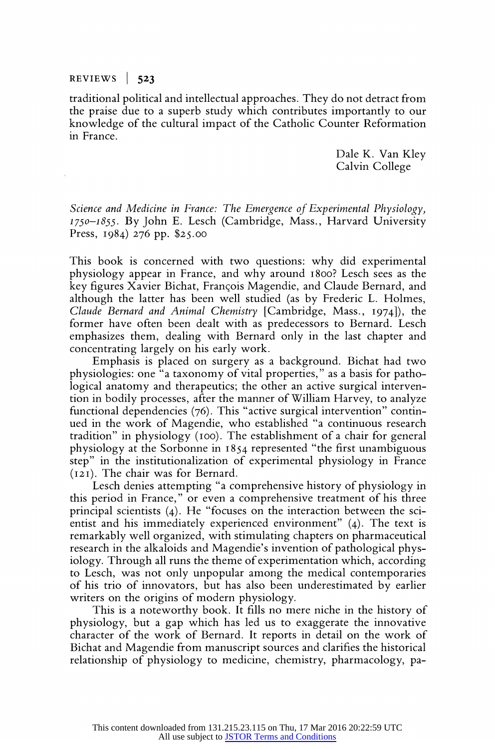traditional political and intellectual approaches. They do not detract from the praise due to a superb study which contributes importantly to our knowledge of the cultural impact of the Catholic Counter Reformation in France.

Dale K. Van Kley
Calvin College

*Science and Medicine in France: The Emergence of Experimental Physiology, 1750–1855*. By John E. Lesch (Cambridge, Mass., Harvard University Press, 1984) 276 pp. $25.00

This book is concerned with two questions: why did experimental physiology appear in France, and why around 1800? Lesch sees as the key figures Xavier Bichat, François Magendie, and Claude Bernard, and although the latter has been well studied (as by Frederic L. Holmes, *Claude Bernard and Animal Chemistry* [Cambridge, Mass., 1974]), the former have often been dealt with as predecessors to Bernard. Lesch emphasizes them, dealing with Bernard only in the last chapter and concentrating largely on his early work.

Emphasis is placed on surgery as a background. Bichat had two physiologies: one "a taxonomy of vital properties," as a basis for pathological anatomy and therapeutics; the other an active surgical intervention in bodily processes, after the manner of William Harvey, to analyze functional dependencies (76). This "active surgical intervention" continued in the work of Magendie, who established "a continuous research tradition" in physiology (100). The establishment of a chair for general physiology at the Sorbonne in 1854 represented "the first unambiguous step" in the institutionalization of experimental physiology in France (121). The chair was for Bernard.

Lesch denies attempting "a comprehensive history of physiology in this period in France," or even a comprehensive treatment of his three principal scientists (4). He "focuses on the interaction between the scientist and his immediately experienced environment" (4). The text is remarkably well organized, with stimulating chapters on pharmaceutical research in the alkaloids and Magendie's invention of pathological physiology. Through all runs the theme of experimentation which, according to Lesch, was not only unpopular among the medical contemporaries of his trio of innovators, but has also been underestimated by earlier writers on the origins of modern physiology.

This is a noteworthy book. It fills no mere niche in the history of physiology, but a gap which has led us to exaggerate the innovative character of the work of Bernard. It reports in detail on the work of Bichat and Magendie from manuscript sources and clarifies the historical relationship of physiology to medicine, chemistry, pharmacology, pa-